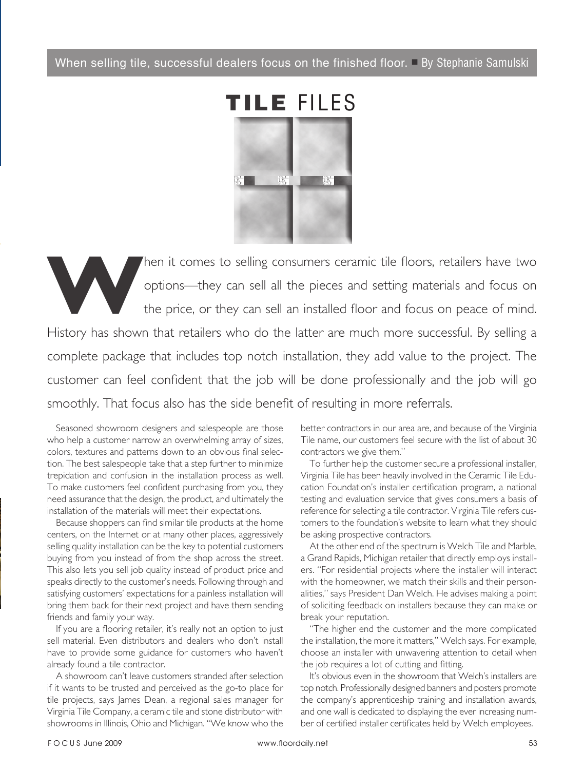When selling tile, successful dealers focus on the finished floor. ■ By Stephanie Samulski

# TILE FILES

When it comes to selling consumers ceramic tile floors, retailers have two options—they can sell all the pieces and setting materials and focus on the price, or they can sell an installed floor and focus on peace of mind. History has shown that retailers who do the latter are much more successful. By selling a complete package that includes top notch installation, they add value to the project. The customer can feel confident that the job will be done professionally and the job will go smoothly. That focus also has the side benefit of resulting in more referrals.

Seasoned showroom designers and salespeople are those who help a customer narrow an overwhelming array of sizes, colors, textures and patterns down to an obvious final selection. The best salespeople take that a step further to minimize trepidation and confusion in the installation process as well. To make customers feel confident purchasing from you, they need assurance that the design, the product, and ultimately the installation of the materials will meet their expectations.

Because shoppers can find similar tile products at the home centers, on the Internet or at many other places, aggressively selling quality installation can be the key to potential customers buying from you instead of from the shop across the street. This also lets you sell job quality instead of product price and speaks directly to the customer's needs. Following through and satisfying customers' expectations for a painless installation will bring them back for their next project and have them sending friends and family your way.

If you are a flooring retailer, it's really not an option to just sell material. Even distributors and dealers who don't install have to provide some guidance for customers who haven't already found a tile contractor.

A showroom can't leave customers stranded after selection if it wants to be trusted and perceived as the go-to place for tile projects, says James Dean, a regional sales manager for Virginia Tile Company, a ceramic tile and stone distributor with showrooms in Illinois, Ohio and Michigan. "We know who the better contractors in our area are, and because of the Virginia Tile name, our customers feel secure with the list of about 30 contractors we give them."

To further help the customer secure a professional installer, Virginia Tile has been heavily involved in the Ceramic Tile Education Foundation's installer certification program, a national testing and evaluation service that gives consumers a basis of reference for selecting a tile contractor. Virginia Tile refers customers to the foundation's website to learn what they should be asking prospective contractors.

At the other end of the spectrum is Welch Tile and Marble, a Grand Rapids, Michigan retailer that directly employs installers. "For residential projects where the installer will interact with the homeowner, we match their skills and their personalities," says President Dan Welch. He advises making a point of soliciting feedback on installers because they can make or break your reputation.

"The higher end the customer and the more complicated the installation, the more it matters," Welch says. For example, choose an installer with unwavering attention to detail when the job requires a lot of cutting and fitting.

It's obvious even in the showroom that Welch's installers are top notch. Professionally designed banners and posters promote the company's apprenticeship training and installation awards, and one wall is dedicated to displaying the ever increasing number of certified installer certificates held by Welch employees.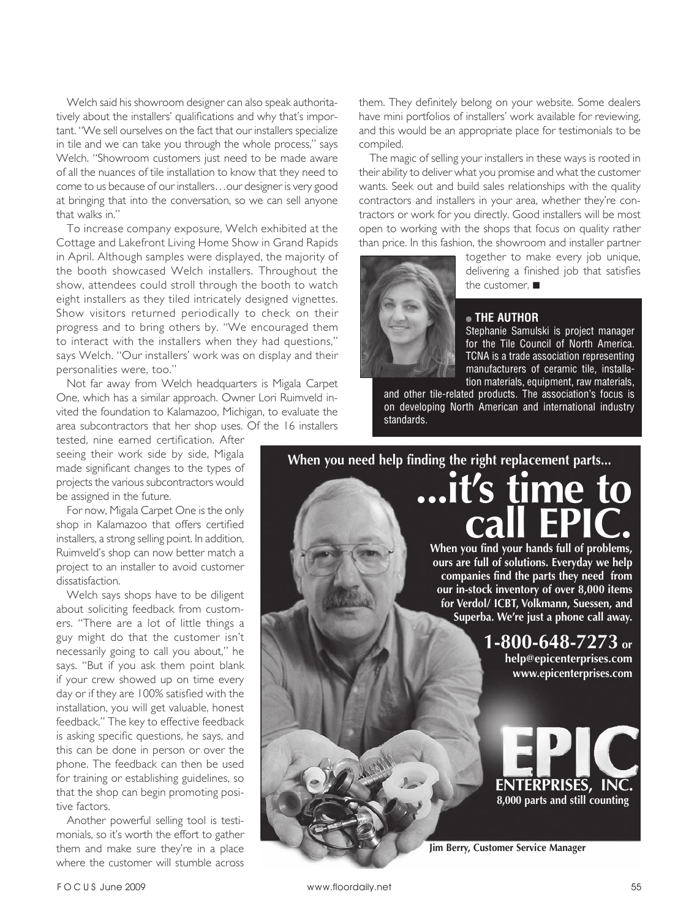Welch said his showroom designer can also speak authoritatively about the installers' qualifications and why that's important. "We sell ourselves on the fact that our installers specialize in tile and we can take you through the whole process," says Welch. "Showroom customers just need to be made aware of all the nuances of tile installation to know that they need to come to us because of our installers…our designer is very good at bringing that into the conversation, so we can sell anyone that walks in."

To increase company exposure, Welch exhibited at the Cottage and Lakefront Living Home Show in Grand Rapids in April. Although samples were displayed, the majority of the booth showcased Welch installers. Throughout the show, attendees could stroll through the booth to watch eight installers as they tiled intricately designed vignettes. Show visitors returned periodically to check on their progress and to bring others by. "We encouraged them to interact with the installers when they had questions," says Welch. "Our installers' work was on display and their personalities were, too."

Not far away from Welch headquarters is Migala Carpet One, which has a similar approach. Owner Lori Ruimveld invited the foundation to Kalamazoo, Michigan, to evaluate the area subcontractors that her shop uses. Of the 16 installers tested, nine earned certification. After seeing their work side by side, Migala made significant changes to the types of projects the various subcontractors would be assigned in the future.

For now, Migala Carpet One is the only shop in Kalamazoo that offers certified installers, a strong selling point. In addition, Ruimveld's shop can now better match a project to an installer to avoid customer dissatisfaction.

Welch says shops have to be diligent about soliciting feedback from customers. "There are a lot of little things a guy might do that the customer isn't necessarily going to call you about," he says. "But if you ask them point blank if your crew showed up on time every day or if they are 100% satisfied with the installation, you will get valuable, honest feedback." The key to effective feedback is asking specific questions, he says, and this can be done in person or over the phone. The feedback can then be used for training or establishing guidelines, so that the shop can begin promoting positive factors.

Another powerful selling tool is testimonials, so it's worth the effort to gather them and make sure they're in a place where the customer will stumble across them. They definitely belong on your website. Some dealers have mini portfolios of installers' work available for reviewing, and this would be an appropriate place for testimonials to be compiled.

The magic of selling your installers in these ways is rooted in their ability to deliver what you promise and what the customer wants. Seek out and build sales relationships with the quality contractors and installers in your area, whether they're contractors or work for you directly. Good installers will be most open to working with the shops that focus on quality rather than price. In this fashion, the showroom and installer partner together to make every job unique, delivering a finished job that satisfies the customer. ■

**THE AUTHOR**

Stephanie Samulski is project manager for the Tile Council of North America. TCNA is a trade association representing manufacturers of ceramic tile, installation materials, equipment, raw materials, and other tile-related products. The association's focus is on developing North American and international industry standards.

**When you need help finding the right replacement parts...**

# ...it's time to call EPIC.

**When you find your hands full of problems, ours are full of solutions. Everyday we help companies find the parts they need from our in-stock inventory of over 8,000 items for Verdol/ ICBT, Volkmann, Suessen, and Superba. We're just a phone call away.**

**1-800-648-7273** or
**help@epicenterprises.com**
**www.epicenterprises.com**

**EPIC ENTERPRISES, INC.**
**8,000 parts and still counting**

**Jim Berry, Customer Service Manager**